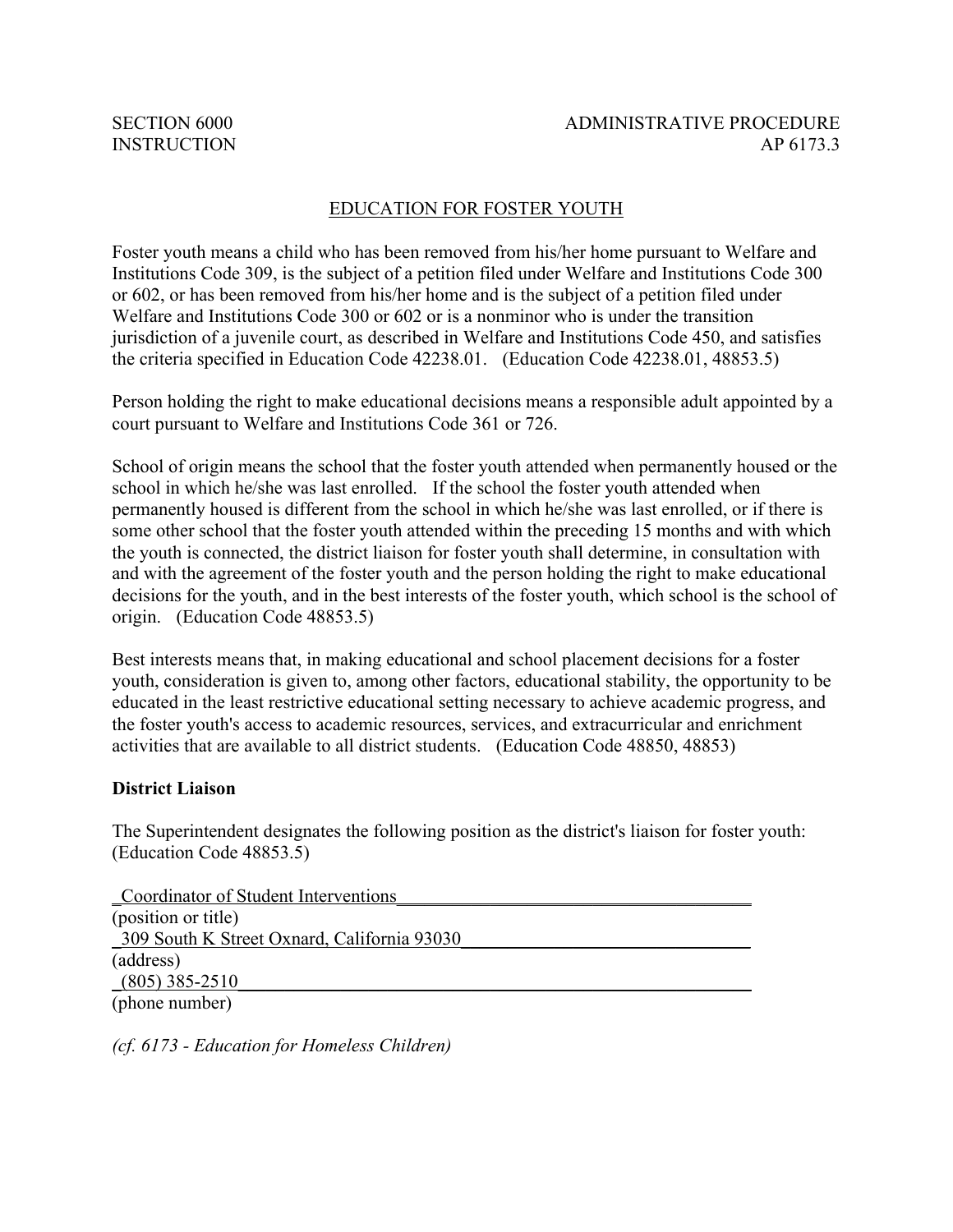SECTION 6000 ADMINISTRATIVE PROCEDURE
INSTRUCTION AP 6173.3

# EDUCATION FOR FOSTER YOUTH

Foster youth means a child who has been removed from his/her home pursuant to Welfare and Institutions Code 309, is the subject of a petition filed under Welfare and Institutions Code 300 or 602, or has been removed from his/her home and is the subject of a petition filed under Welfare and Institutions Code 300 or 602 or is a nonminor who is under the transition jurisdiction of a juvenile court, as described in Welfare and Institutions Code 450, and satisfies the criteria specified in Education Code 42238.01. (Education Code 42238.01, 48853.5)

Person holding the right to make educational decisions means a responsible adult appointed by a court pursuant to Welfare and Institutions Code 361 or 726.

School of origin means the school that the foster youth attended when permanently housed or the school in which he/she was last enrolled. If the school the foster youth attended when permanently housed is different from the school in which he/she was last enrolled, or if there is some other school that the foster youth attended within the preceding 15 months and with which the youth is connected, the district liaison for foster youth shall determine, in consultation with and with the agreement of the foster youth and the person holding the right to make educational decisions for the youth, and in the best interests of the foster youth, which school is the school of origin. (Education Code 48853.5)

Best interests means that, in making educational and school placement decisions for a foster youth, consideration is given to, among other factors, educational stability, the opportunity to be educated in the least restrictive educational setting necessary to achieve academic progress, and the foster youth's access to academic resources, services, and extracurricular and enrichment activities that are available to all district students. (Education Code 48850, 48853)

**District Liaison**

The Superintendent designates the following position as the district's liaison for foster youth: (Education Code 48853.5)

Coordinator of Student Interventions
(position or title)
309 South K Street Oxnard, California 93030
(address)
(805) 385-2510
(phone number)

*(cf. 6173 - Education for Homeless Children)*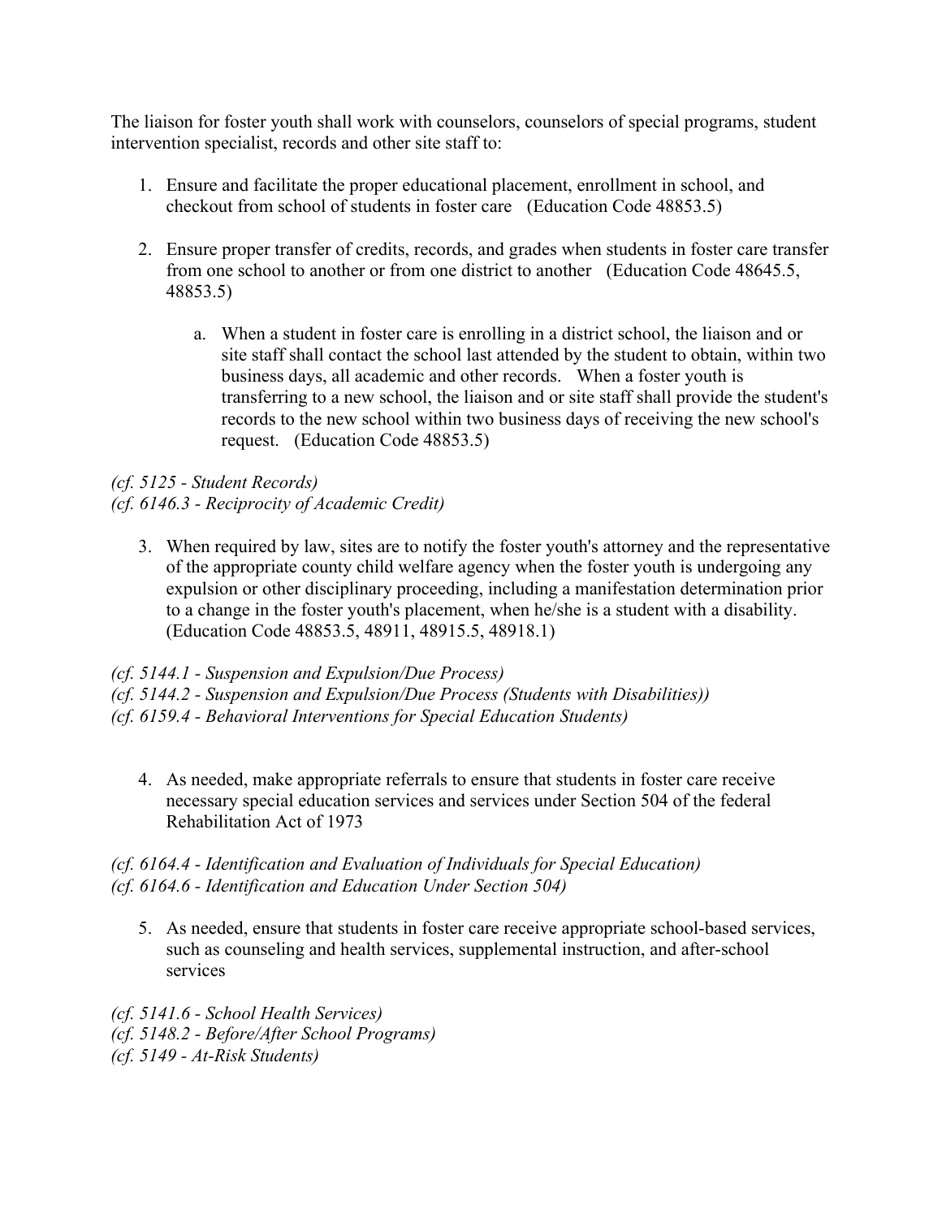The liaison for foster youth shall work with counselors, counselors of special programs, student intervention specialist, records and other site staff to:

1. Ensure and facilitate the proper educational placement, enrollment in school, and checkout from school of students in foster care (Education Code 48853.5)

2. Ensure proper transfer of credits, records, and grades when students in foster care transfer from one school to another or from one district to another (Education Code 48645.5, 48853.5)

    a. When a student in foster care is enrolling in a district school, the liaison and or site staff shall contact the school last attended by the student to obtain, within two business days, all academic and other records. When a foster youth is transferring to a new school, the liaison and or site staff shall provide the student's records to the new school within two business days of receiving the new school's request. (Education Code 48853.5)

*(cf. 5125 - Student Records)*
*(cf. 6146.3 - Reciprocity of Academic Credit)*

3. When required by law, sites are to notify the foster youth's attorney and the representative of the appropriate county child welfare agency when the foster youth is undergoing any expulsion or other disciplinary proceeding, including a manifestation determination prior to a change in the foster youth's placement, when he/she is a student with a disability. (Education Code 48853.5, 48911, 48915.5, 48918.1)

*(cf. 5144.1 - Suspension and Expulsion/Due Process)*
*(cf. 5144.2 - Suspension and Expulsion/Due Process (Students with Disabilities))*
*(cf. 6159.4 - Behavioral Interventions for Special Education Students)*

4. As needed, make appropriate referrals to ensure that students in foster care receive necessary special education services and services under Section 504 of the federal Rehabilitation Act of 1973

*(cf. 6164.4 - Identification and Evaluation of Individuals for Special Education)*
*(cf. 6164.6 - Identification and Education Under Section 504)*

5. As needed, ensure that students in foster care receive appropriate school-based services, such as counseling and health services, supplemental instruction, and after-school services

*(cf. 5141.6 - School Health Services)*
*(cf. 5148.2 - Before/After School Programs)*
*(cf. 5149 - At-Risk Students)*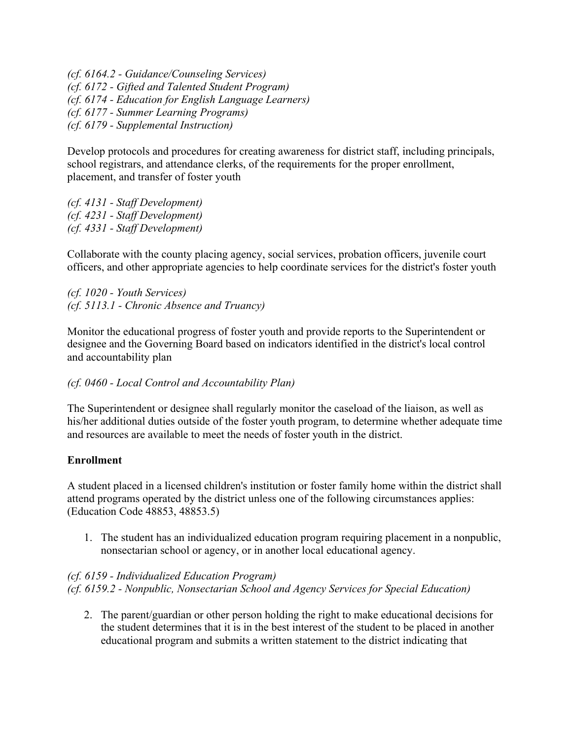*(cf. 6164.2 - Guidance/Counseling Services)*
*(cf. 6172 - Gifted and Talented Student Program)*
*(cf. 6174 - Education for English Language Learners)*
*(cf. 6177 - Summer Learning Programs)*
*(cf. 6179 - Supplemental Instruction)*

Develop protocols and procedures for creating awareness for district staff, including principals, school registrars, and attendance clerks, of the requirements for the proper enrollment, placement, and transfer of foster youth

*(cf. 4131 - Staff Development)*
*(cf. 4231 - Staff Development)*
*(cf. 4331 - Staff Development)*

Collaborate with the county placing agency, social services, probation officers, juvenile court officers, and other appropriate agencies to help coordinate services for the district's foster youth

*(cf. 1020 - Youth Services)*
*(cf. 5113.1 - Chronic Absence and Truancy)*

Monitor the educational progress of foster youth and provide reports to the Superintendent or designee and the Governing Board based on indicators identified in the district's local control and accountability plan

*(cf. 0460 - Local Control and Accountability Plan)*

The Superintendent or designee shall regularly monitor the caseload of the liaison, as well as his/her additional duties outside of the foster youth program, to determine whether adequate time and resources are available to meet the needs of foster youth in the district.

**Enrollment**

A student placed in a licensed children's institution or foster family home within the district shall attend programs operated by the district unless one of the following circumstances applies: (Education Code 48853, 48853.5)

1. The student has an individualized education program requiring placement in a nonpublic, nonsectarian school or agency, or in another local educational agency.

*(cf. 6159 - Individualized Education Program)*
*(cf. 6159.2 - Nonpublic, Nonsectarian School and Agency Services for Special Education)*

2. The parent/guardian or other person holding the right to make educational decisions for the student determines that it is in the best interest of the student to be placed in another educational program and submits a written statement to the district indicating that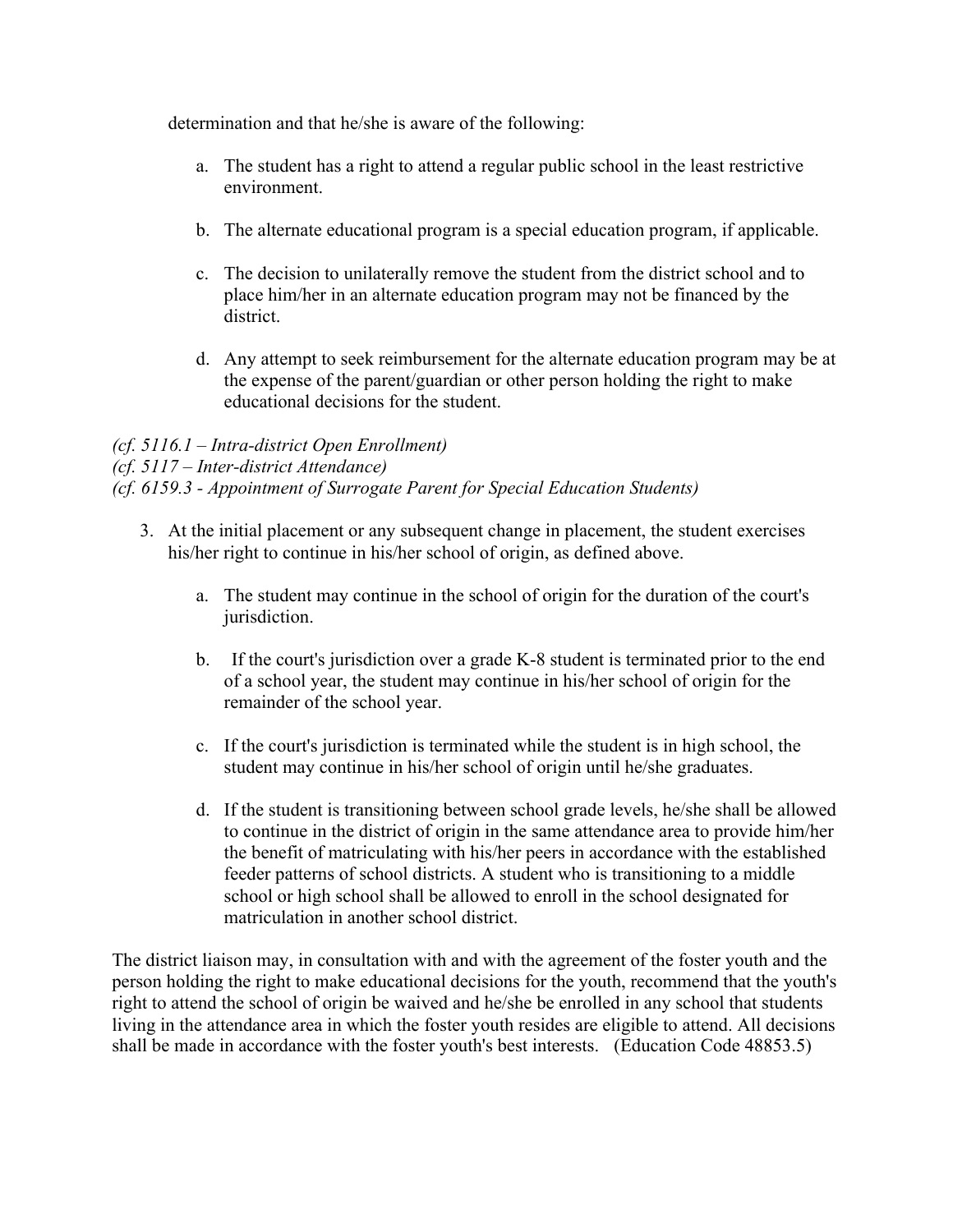determination and that he/she is aware of the following:

a. The student has a right to attend a regular public school in the least restrictive environment.

b. The alternate educational program is a special education program, if applicable.

c. The decision to unilaterally remove the student from the district school and to place him/her in an alternate education program may not be financed by the district.

d. Any attempt to seek reimbursement for the alternate education program may be at the expense of the parent/guardian or other person holding the right to make educational decisions for the student.

*(cf. 5116.1 – Intra-district Open Enrollment)*
*(cf. 5117 – Inter-district Attendance)*
*(cf. 6159.3 - Appointment of Surrogate Parent for Special Education Students)*

3. At the initial placement or any subsequent change in placement, the student exercises his/her right to continue in his/her school of origin, as defined above.

   a. The student may continue in the school of origin for the duration of the court's jurisdiction.

   b. If the court's jurisdiction over a grade K-8 student is terminated prior to the end of a school year, the student may continue in his/her school of origin for the remainder of the school year.

   c. If the court's jurisdiction is terminated while the student is in high school, the student may continue in his/her school of origin until he/she graduates.

   d. If the student is transitioning between school grade levels, he/she shall be allowed to continue in the district of origin in the same attendance area to provide him/her the benefit of matriculating with his/her peers in accordance with the established feeder patterns of school districts. A student who is transitioning to a middle school or high school shall be allowed to enroll in the school designated for matriculation in another school district.

The district liaison may, in consultation with and with the agreement of the foster youth and the person holding the right to make educational decisions for the youth, recommend that the youth's right to attend the school of origin be waived and he/she be enrolled in any school that students living in the attendance area in which the foster youth resides are eligible to attend. All decisions shall be made in accordance with the foster youth's best interests. (Education Code 48853.5)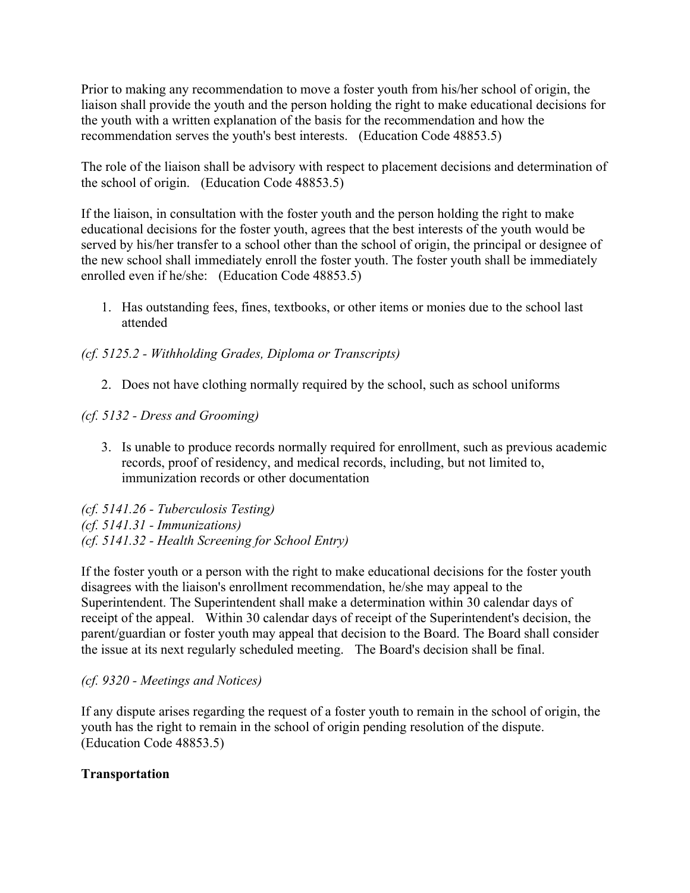Prior to making any recommendation to move a foster youth from his/her school of origin, the liaison shall provide the youth and the person holding the right to make educational decisions for the youth with a written explanation of the basis for the recommendation and how the recommendation serves the youth's best interests. (Education Code 48853.5)

The role of the liaison shall be advisory with respect to placement decisions and determination of the school of origin. (Education Code 48853.5)

If the liaison, in consultation with the foster youth and the person holding the right to make educational decisions for the foster youth, agrees that the best interests of the youth would be served by his/her transfer to a school other than the school of origin, the principal or designee of the new school shall immediately enroll the foster youth. The foster youth shall be immediately enrolled even if he/she: (Education Code 48853.5)

1. Has outstanding fees, fines, textbooks, or other items or monies due to the school last attended

*(cf. 5125.2 - Withholding Grades, Diploma or Transcripts)*

2. Does not have clothing normally required by the school, such as school uniforms

*(cf. 5132 - Dress and Grooming)*

3. Is unable to produce records normally required for enrollment, such as previous academic records, proof of residency, and medical records, including, but not limited to, immunization records or other documentation

*(cf. 5141.26 - Tuberculosis Testing)*
*(cf. 5141.31 - Immunizations)*
*(cf. 5141.32 - Health Screening for School Entry)*

If the foster youth or a person with the right to make educational decisions for the foster youth disagrees with the liaison's enrollment recommendation, he/she may appeal to the Superintendent. The Superintendent shall make a determination within 30 calendar days of receipt of the appeal. Within 30 calendar days of receipt of the Superintendent's decision, the parent/guardian or foster youth may appeal that decision to the Board. The Board shall consider the issue at its next regularly scheduled meeting. The Board's decision shall be final.

*(cf. 9320 - Meetings and Notices)*

If any dispute arises regarding the request of a foster youth to remain in the school of origin, the youth has the right to remain in the school of origin pending resolution of the dispute. (Education Code 48853.5)

**Transportation**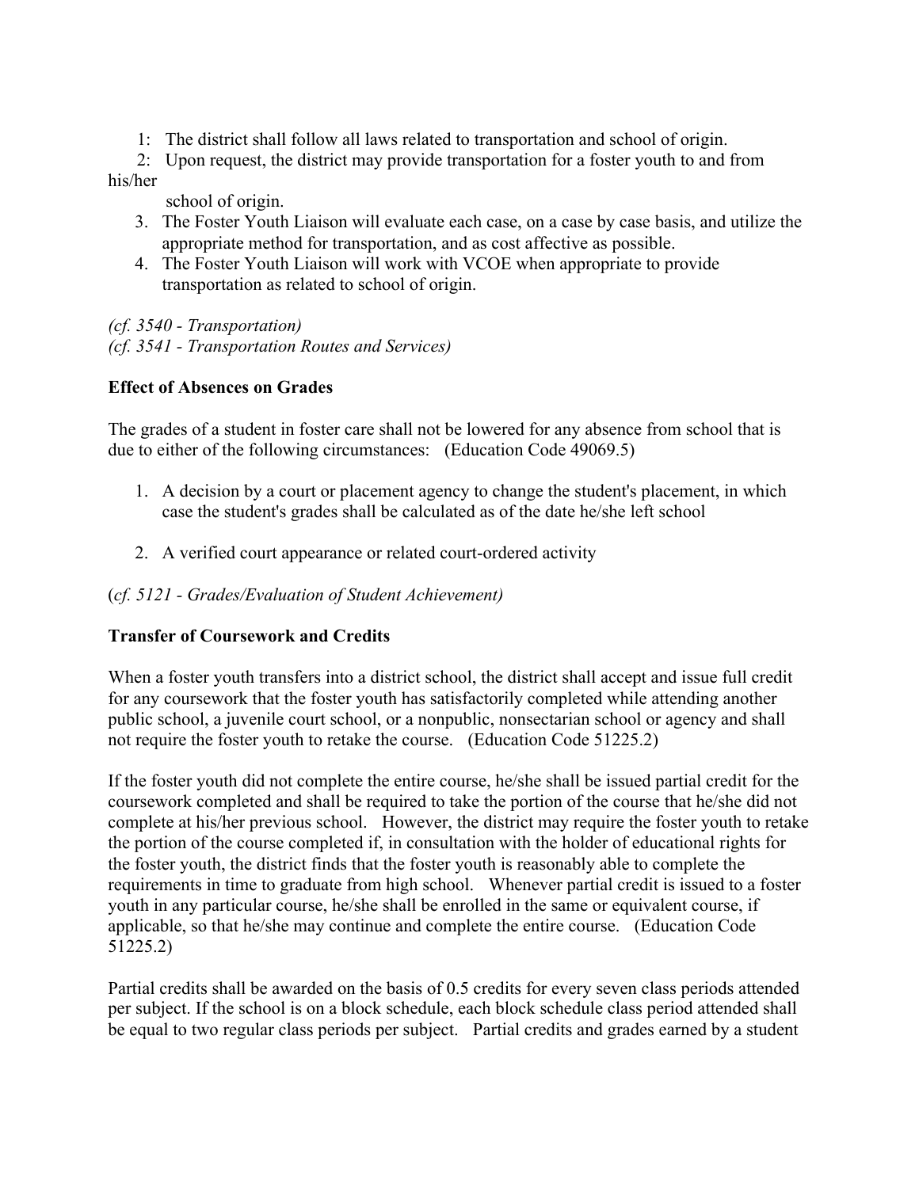1: The district shall follow all laws related to transportation and school of origin.

2: Upon request, the district may provide transportation for a foster youth to and from his/her school of origin.

3. The Foster Youth Liaison will evaluate each case, on a case by case basis, and utilize the appropriate method for transportation, and as cost affective as possible.
4. The Foster Youth Liaison will work with VCOE when appropriate to provide transportation as related to school of origin.

*(cf. 3540 - Transportation)*
*(cf. 3541 - Transportation Routes and Services)*

**Effect of Absences on Grades**

The grades of a student in foster care shall not be lowered for any absence from school that is due to either of the following circumstances: (Education Code 49069.5)

1. A decision by a court or placement agency to change the student's placement, in which case the student's grades shall be calculated as of the date he/she left school

2. A verified court appearance or related court-ordered activity

(*cf. 5121 - Grades/Evaluation of Student Achievement)*

**Transfer of Coursework and Credits**

When a foster youth transfers into a district school, the district shall accept and issue full credit for any coursework that the foster youth has satisfactorily completed while attending another public school, a juvenile court school, or a nonpublic, nonsectarian school or agency and shall not require the foster youth to retake the course. (Education Code 51225.2)

If the foster youth did not complete the entire course, he/she shall be issued partial credit for the coursework completed and shall be required to take the portion of the course that he/she did not complete at his/her previous school. However, the district may require the foster youth to retake the portion of the course completed if, in consultation with the holder of educational rights for the foster youth, the district finds that the foster youth is reasonably able to complete the requirements in time to graduate from high school. Whenever partial credit is issued to a foster youth in any particular course, he/she shall be enrolled in the same or equivalent course, if applicable, so that he/she may continue and complete the entire course. (Education Code 51225.2)

Partial credits shall be awarded on the basis of 0.5 credits for every seven class periods attended per subject. If the school is on a block schedule, each block schedule class period attended shall be equal to two regular class periods per subject. Partial credits and grades earned by a student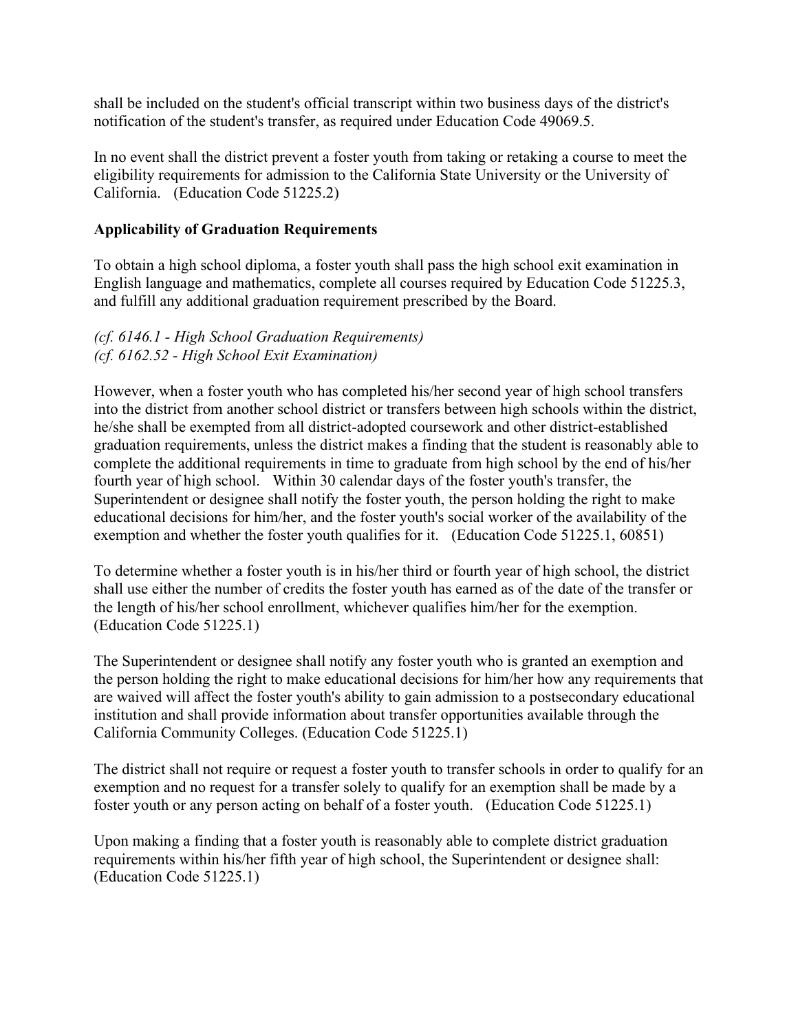shall be included on the student's official transcript within two business days of the district's notification of the student's transfer, as required under Education Code 49069.5.

In no event shall the district prevent a foster youth from taking or retaking a course to meet the eligibility requirements for admission to the California State University or the University of California. (Education Code 51225.2)

**Applicability of Graduation Requirements**

To obtain a high school diploma, a foster youth shall pass the high school exit examination in English language and mathematics, complete all courses required by Education Code 51225.3, and fulfill any additional graduation requirement prescribed by the Board.

*(cf. 6146.1 - High School Graduation Requirements)*
*(cf. 6162.52 - High School Exit Examination)*

However, when a foster youth who has completed his/her second year of high school transfers into the district from another school district or transfers between high schools within the district, he/she shall be exempted from all district-adopted coursework and other district-established graduation requirements, unless the district makes a finding that the student is reasonably able to complete the additional requirements in time to graduate from high school by the end of his/her fourth year of high school. Within 30 calendar days of the foster youth's transfer, the Superintendent or designee shall notify the foster youth, the person holding the right to make educational decisions for him/her, and the foster youth's social worker of the availability of the exemption and whether the foster youth qualifies for it. (Education Code 51225.1, 60851)

To determine whether a foster youth is in his/her third or fourth year of high school, the district shall use either the number of credits the foster youth has earned as of the date of the transfer or the length of his/her school enrollment, whichever qualifies him/her for the exemption. (Education Code 51225.1)

The Superintendent or designee shall notify any foster youth who is granted an exemption and the person holding the right to make educational decisions for him/her how any requirements that are waived will affect the foster youth's ability to gain admission to a postsecondary educational institution and shall provide information about transfer opportunities available through the California Community Colleges. (Education Code 51225.1)

The district shall not require or request a foster youth to transfer schools in order to qualify for an exemption and no request for a transfer solely to qualify for an exemption shall be made by a foster youth or any person acting on behalf of a foster youth. (Education Code 51225.1)

Upon making a finding that a foster youth is reasonably able to complete district graduation requirements within his/her fifth year of high school, the Superintendent or designee shall: (Education Code 51225.1)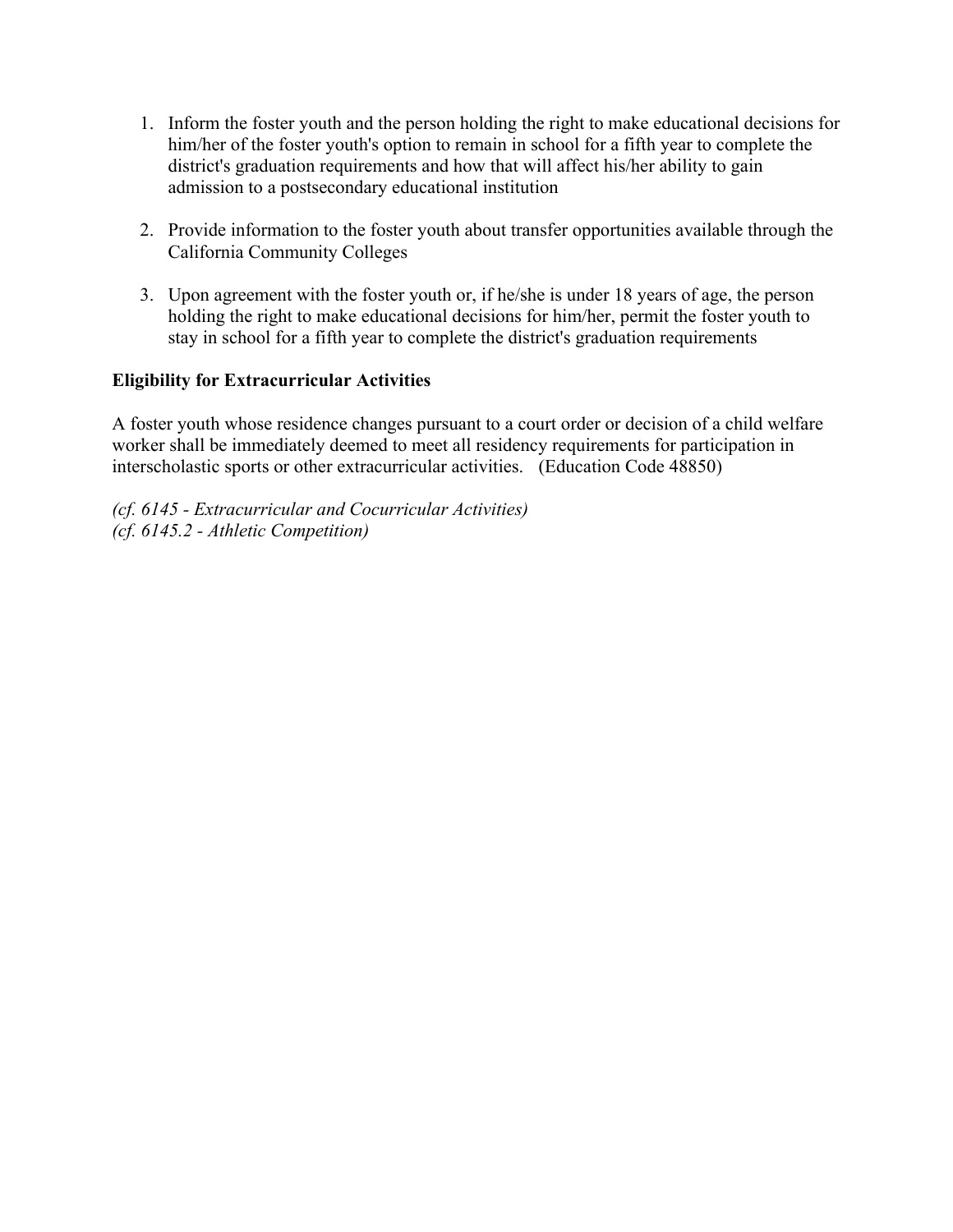1. Inform the foster youth and the person holding the right to make educational decisions for him/her of the foster youth's option to remain in school for a fifth year to complete the district's graduation requirements and how that will affect his/her ability to gain admission to a postsecondary educational institution

2. Provide information to the foster youth about transfer opportunities available through the California Community Colleges

3. Upon agreement with the foster youth or, if he/she is under 18 years of age, the person holding the right to make educational decisions for him/her, permit the foster youth to stay in school for a fifth year to complete the district's graduation requirements

**Eligibility for Extracurricular Activities**

A foster youth whose residence changes pursuant to a court order or decision of a child welfare worker shall be immediately deemed to meet all residency requirements for participation in interscholastic sports or other extracurricular activities. (Education Code 48850)

*(cf. 6145 - Extracurricular and Cocurricular Activities)*
*(cf. 6145.2 - Athletic Competition)*